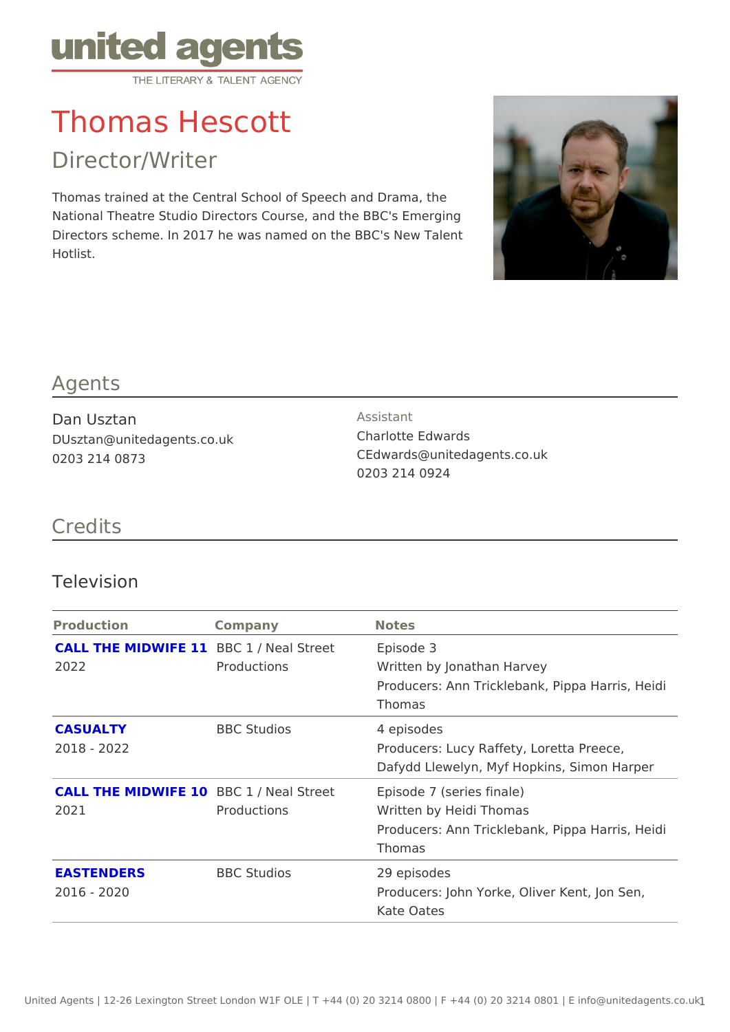united agents
THE LITERARY & TALENT AGENCY

# Thomas Hescott

## Director/Writer

Thomas trained at the Central School of Speech and Drama, the National Theatre Studio Directors Course, and the BBC's Emerging Directors scheme. In 2017 he was named on the BBC's New Talent Hotlist.

## Agents

Dan Usztan
DUsztan@unitedagents.co.uk
0203 214 0873

Assistant
Charlotte Edwards
CEdwards@unitedagents.co.uk
0203 214 0924

## Credits

### Television

| Production | Company | Notes |
|---|---|---|
| **CALL THE MIDWIFE 11**<br>2022 | BBC 1 / Neal Street Productions | Episode 3<br>Written by Jonathan Harvey<br>Producers: Ann Tricklebank, Pippa Harris, Heidi Thomas |
| **CASUALTY**<br>2018 - 2022 | BBC Studios | 4 episodes<br>Producers: Lucy Raffety, Loretta Preece, Dafydd Llewelyn, Myf Hopkins, Simon Harper |
| **CALL THE MIDWIFE 10**<br>2021 | BBC 1 / Neal Street Productions | Episode 7 (series finale)<br>Written by Heidi Thomas<br>Producers: Ann Tricklebank, Pippa Harris, Heidi Thomas |
| **EASTENDERS**<br>2016 - 2020 | BBC Studios | 29 episodes<br>Producers: John Yorke, Oliver Kent, Jon Sen, Kate Oates |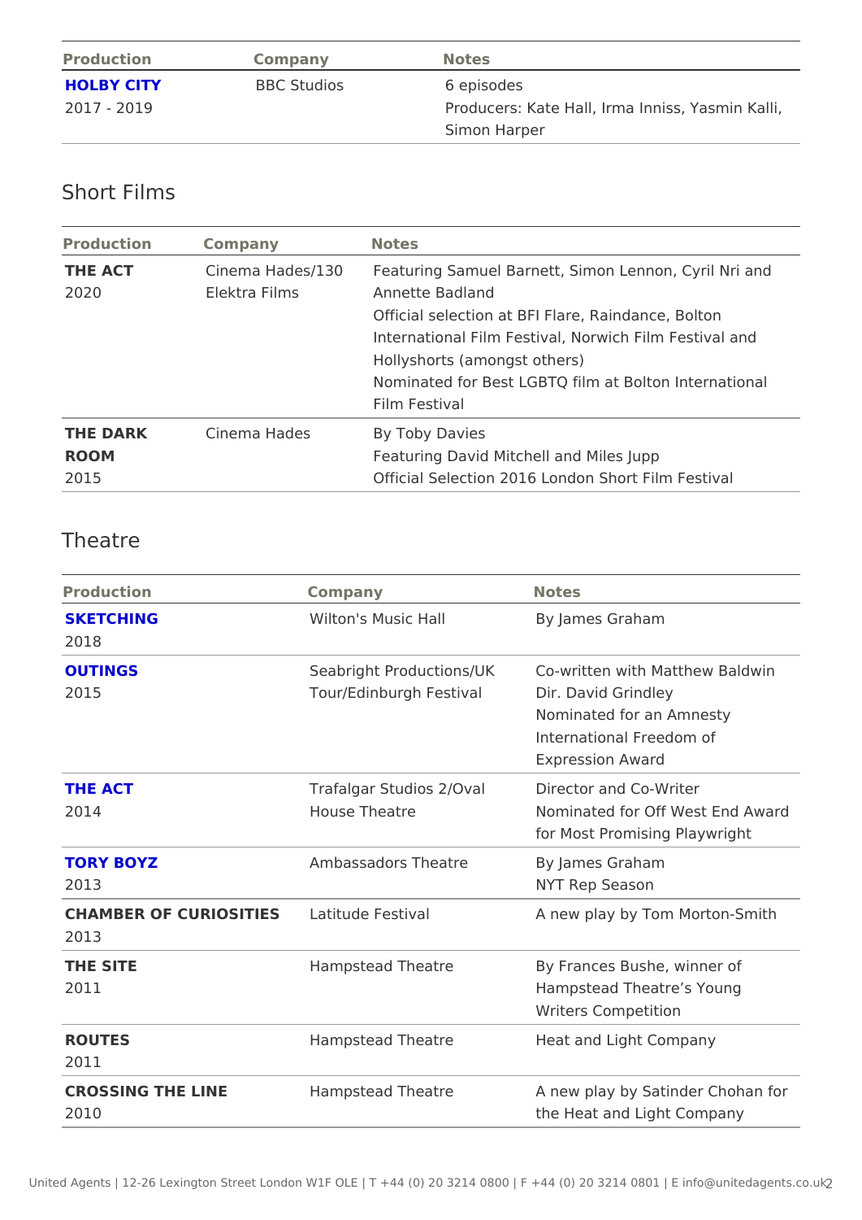| Production | Company | Notes |
|---|---|---|
| **HOLBY CITY**<br>2017 - 2019 | BBC Studios | 6 episodes<br>Producers: Kate Hall, Irma Inniss, Yasmin Kalli, Simon Harper |

## Short Films

| Production | Company | Notes |
|---|---|---|
| **THE ACT**<br>2020 | Cinema Hades/130 Elektra Films | Featuring Samuel Barnett, Simon Lennon, Cyril Nri and Annette Badland<br>Official selection at BFI Flare, Raindance, Bolton International Film Festival, Norwich Film Festival and Hollyshorts (amongst others)<br>Nominated for Best LGBTQ film at Bolton International Film Festival |
| **THE DARK ROOM**<br>2015 | Cinema Hades | By Toby Davies<br>Featuring David Mitchell and Miles Jupp<br>Official Selection 2016 London Short Film Festival |

## Theatre

| Production | Company | Notes |
|---|---|---|
| **SKETCHING**<br>2018 | Wilton's Music Hall | By James Graham |
| **OUTINGS**<br>2015 | Seabright Productions/UK Tour/Edinburgh Festival | Co-written with Matthew Baldwin<br>Dir. David Grindley<br>Nominated for an Amnesty International Freedom of Expression Award |
| **THE ACT**<br>2014 | Trafalgar Studios 2/Oval House Theatre | Director and Co-Writer<br>Nominated for Off West End Award for Most Promising Playwright |
| **TORY BOYZ**<br>2013 | Ambassadors Theatre | By James Graham<br>NYT Rep Season |
| **CHAMBER OF CURIOSITIES**<br>2013 | Latitude Festival | A new play by Tom Morton-Smith |
| **THE SITE**<br>2011 | Hampstead Theatre | By Frances Bushe, winner of Hampstead Theatre's Young Writers Competition |
| **ROUTES**<br>2011 | Hampstead Theatre | Heat and Light Company |
| **CROSSING THE LINE**<br>2010 | Hampstead Theatre | A new play by Satinder Chohan for the Heat and Light Company |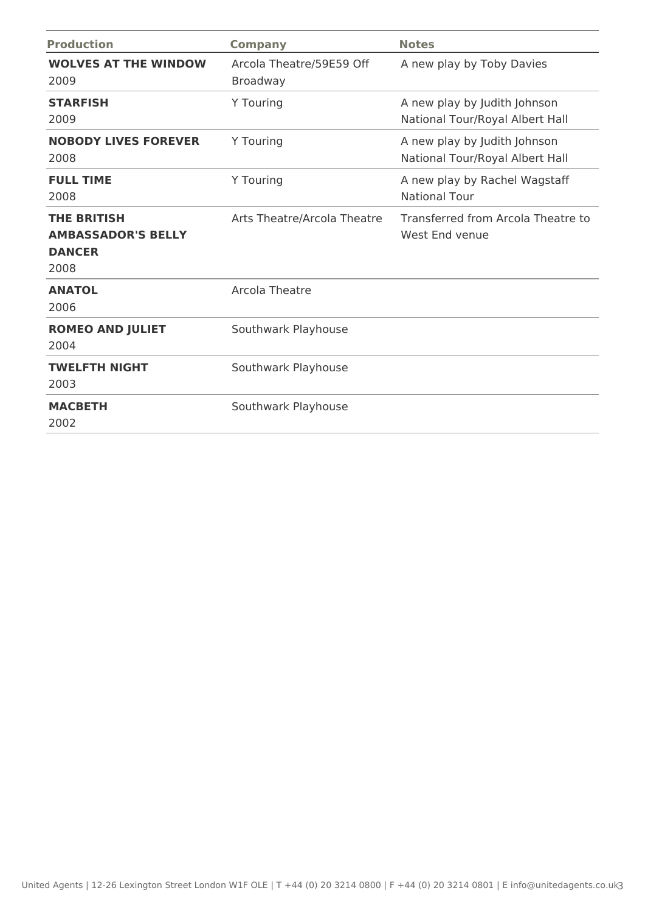| Production | Company | Notes |
|---|---|---|
| **WOLVES AT THE WINDOW** 2009 | Arcola Theatre/59E59 Off Broadway | A new play by Toby Davies |
| **STARFISH** 2009 | Y Touring | A new play by Judith Johnson National Tour/Royal Albert Hall |
| **NOBODY LIVES FOREVER** 2008 | Y Touring | A new play by Judith Johnson National Tour/Royal Albert Hall |
| **FULL TIME** 2008 | Y Touring | A new play by Rachel Wagstaff National Tour |
| **THE BRITISH AMBASSADOR'S BELLY DANCER** 2008 | Arts Theatre/Arcola Theatre | Transferred from Arcola Theatre to West End venue |
| **ANATOL** 2006 | Arcola Theatre | |
| **ROMEO AND JULIET** 2004 | Southwark Playhouse | |
| **TWELFTH NIGHT** 2003 | Southwark Playhouse | |
| **MACBETH** 2002 | Southwark Playhouse | |